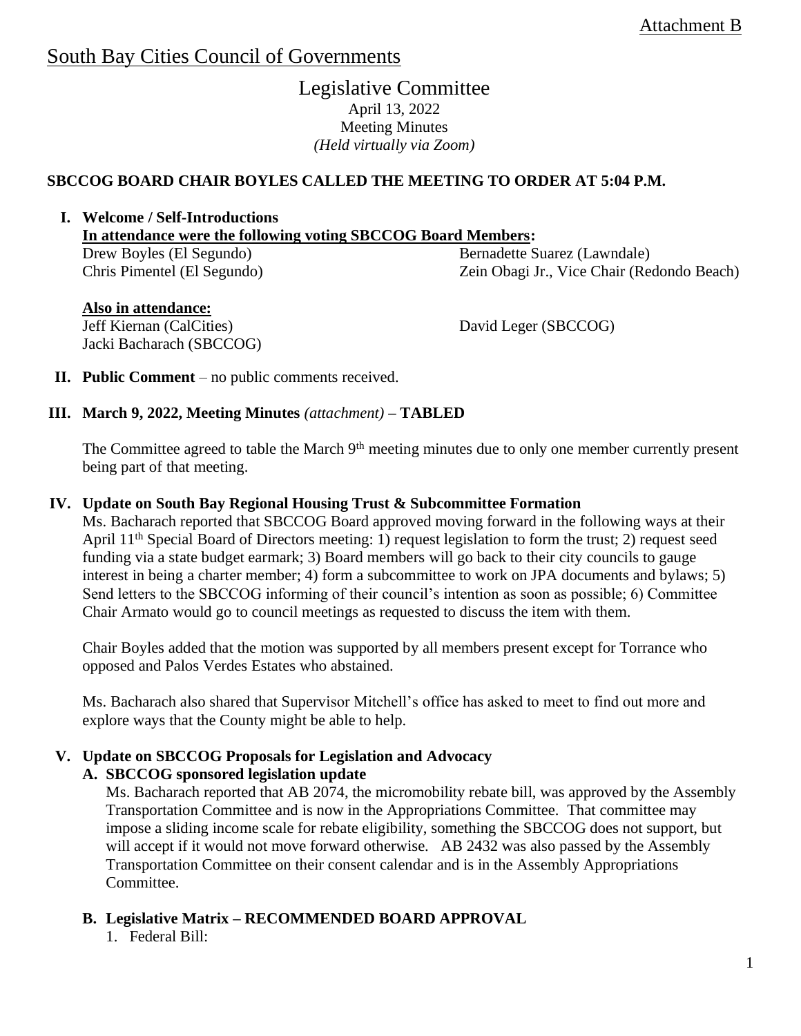Attachment B

# South Bay Cities Council of Governments

## Legislative Committee

April 13, 2022
Meeting Minutes
*(Held virtually via Zoom)*

**SBCCOG BOARD CHAIR BOYLES CALLED THE MEETING TO ORDER AT 5:04 P.M.**

**I. Welcome / Self-Introductions**

**In attendance were the following voting SBCCOG Board Members:**

Drew Boyles (El Segundo)
Chris Pimentel (El Segundo)
Bernadette Suarez (Lawndale)
Zein Obagi Jr., Vice Chair (Redondo Beach)

**Also in attendance:**

Jeff Kiernan (CalCities)
Jacki Bacharach (SBCCOG)
David Leger (SBCCOG)

**II. Public Comment** – no public comments received.

**III. March 9, 2022, Meeting Minutes** *(attachment)* **– TABLED**

The Committee agreed to table the March 9th meeting minutes due to only one member currently present being part of that meeting.

**IV. Update on South Bay Regional Housing Trust & Subcommittee Formation**

Ms. Bacharach reported that SBCCOG Board approved moving forward in the following ways at their April 11th Special Board of Directors meeting: 1) request legislation to form the trust; 2) request seed funding via a state budget earmark; 3) Board members will go back to their city councils to gauge interest in being a charter member; 4) form a subcommittee to work on JPA documents and bylaws; 5) Send letters to the SBCCOG informing of their council's intention as soon as possible; 6) Committee Chair Armato would go to council meetings as requested to discuss the item with them.

Chair Boyles added that the motion was supported by all members present except for Torrance who opposed and Palos Verdes Estates who abstained.

Ms. Bacharach also shared that Supervisor Mitchell's office has asked to meet to find out more and explore ways that the County might be able to help.

**V. Update on SBCCOG Proposals for Legislation and Advocacy**

**A. SBCCOG sponsored legislation update**

Ms. Bacharach reported that AB 2074, the micromobility rebate bill, was approved by the Assembly Transportation Committee and is now in the Appropriations Committee. That committee may impose a sliding income scale for rebate eligibility, something the SBCCOG does not support, but will accept if it would not move forward otherwise. AB 2432 was also passed by the Assembly Transportation Committee on their consent calendar and is in the Assembly Appropriations Committee.

**B. Legislative Matrix – RECOMMENDED BOARD APPROVAL**

1. Federal Bill: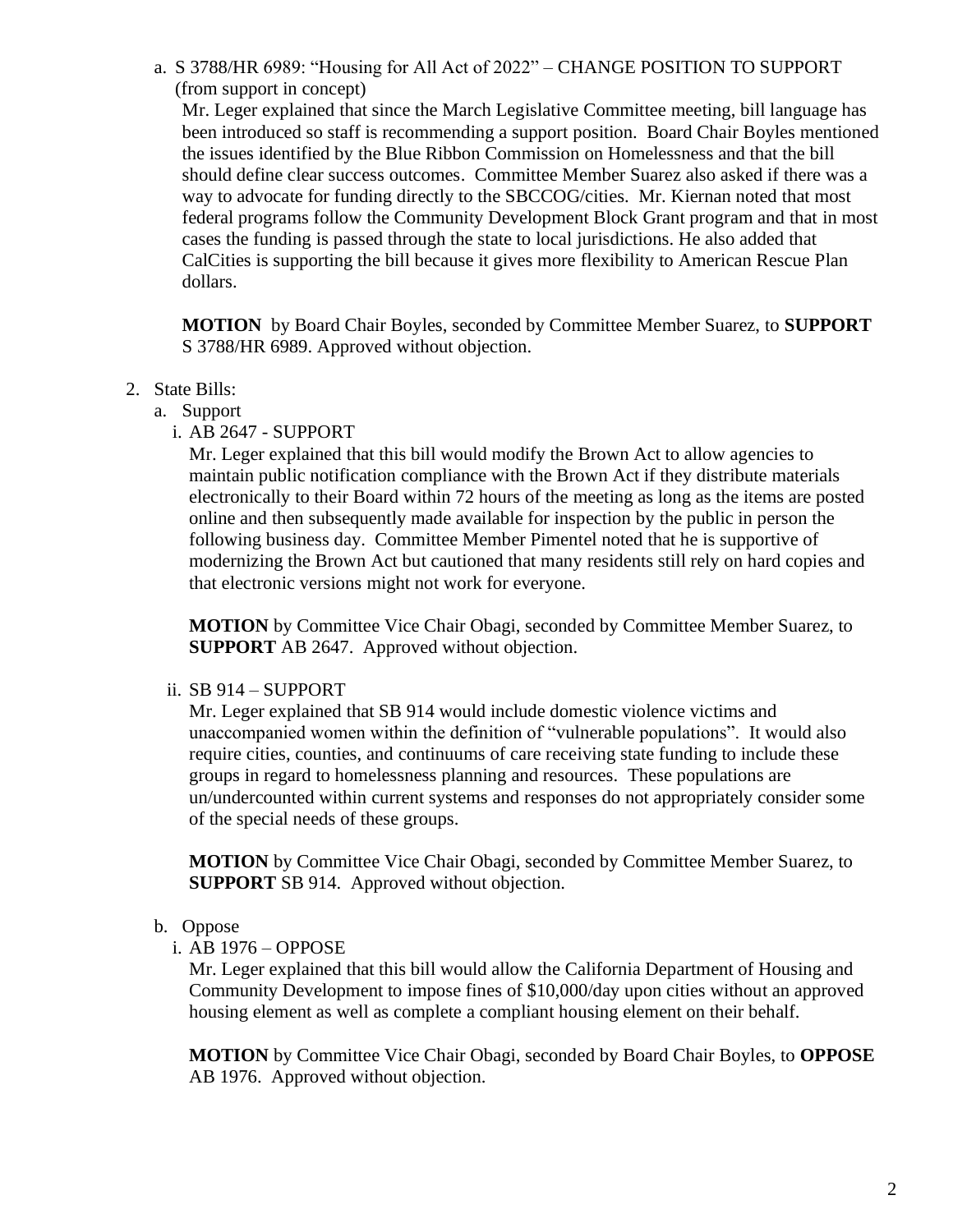a. S 3788/HR 6989: "Housing for All Act of 2022" – CHANGE POSITION TO SUPPORT (from support in concept)

   Mr. Leger explained that since the March Legislative Committee meeting, bill language has been introduced so staff is recommending a support position. Board Chair Boyles mentioned the issues identified by the Blue Ribbon Commission on Homelessness and that the bill should define clear success outcomes. Committee Member Suarez also asked if there was a way to advocate for funding directly to the SBCCOG/cities. Mr. Kiernan noted that most federal programs follow the Community Development Block Grant program and that in most cases the funding is passed through the state to local jurisdictions. He also added that CalCities is supporting the bill because it gives more flexibility to American Rescue Plan dollars.

   **MOTION** by Board Chair Boyles, seconded by Committee Member Suarez, to **SUPPORT** S 3788/HR 6989. Approved without objection.

2. State Bills:

   a. Support

      i. AB 2647 - SUPPORT

      Mr. Leger explained that this bill would modify the Brown Act to allow agencies to maintain public notification compliance with the Brown Act if they distribute materials electronically to their Board within 72 hours of the meeting as long as the items are posted online and then subsequently made available for inspection by the public in person the following business day. Committee Member Pimentel noted that he is supportive of modernizing the Brown Act but cautioned that many residents still rely on hard copies and that electronic versions might not work for everyone.

      **MOTION** by Committee Vice Chair Obagi, seconded by Committee Member Suarez, to **SUPPORT** AB 2647. Approved without objection.

      ii. SB 914 – SUPPORT

      Mr. Leger explained that SB 914 would include domestic violence victims and unaccompanied women within the definition of "vulnerable populations". It would also require cities, counties, and continuums of care receiving state funding to include these groups in regard to homelessness planning and resources. These populations are un/undercounted within current systems and responses do not appropriately consider some of the special needs of these groups.

      **MOTION** by Committee Vice Chair Obagi, seconded by Committee Member Suarez, to **SUPPORT** SB 914. Approved without objection.

   b. Oppose

      i. AB 1976 – OPPOSE

      Mr. Leger explained that this bill would allow the California Department of Housing and Community Development to impose fines of $10,000/day upon cities without an approved housing element as well as complete a compliant housing element on their behalf.

      **MOTION** by Committee Vice Chair Obagi, seconded by Board Chair Boyles, to **OPPOSE** AB 1976. Approved without objection.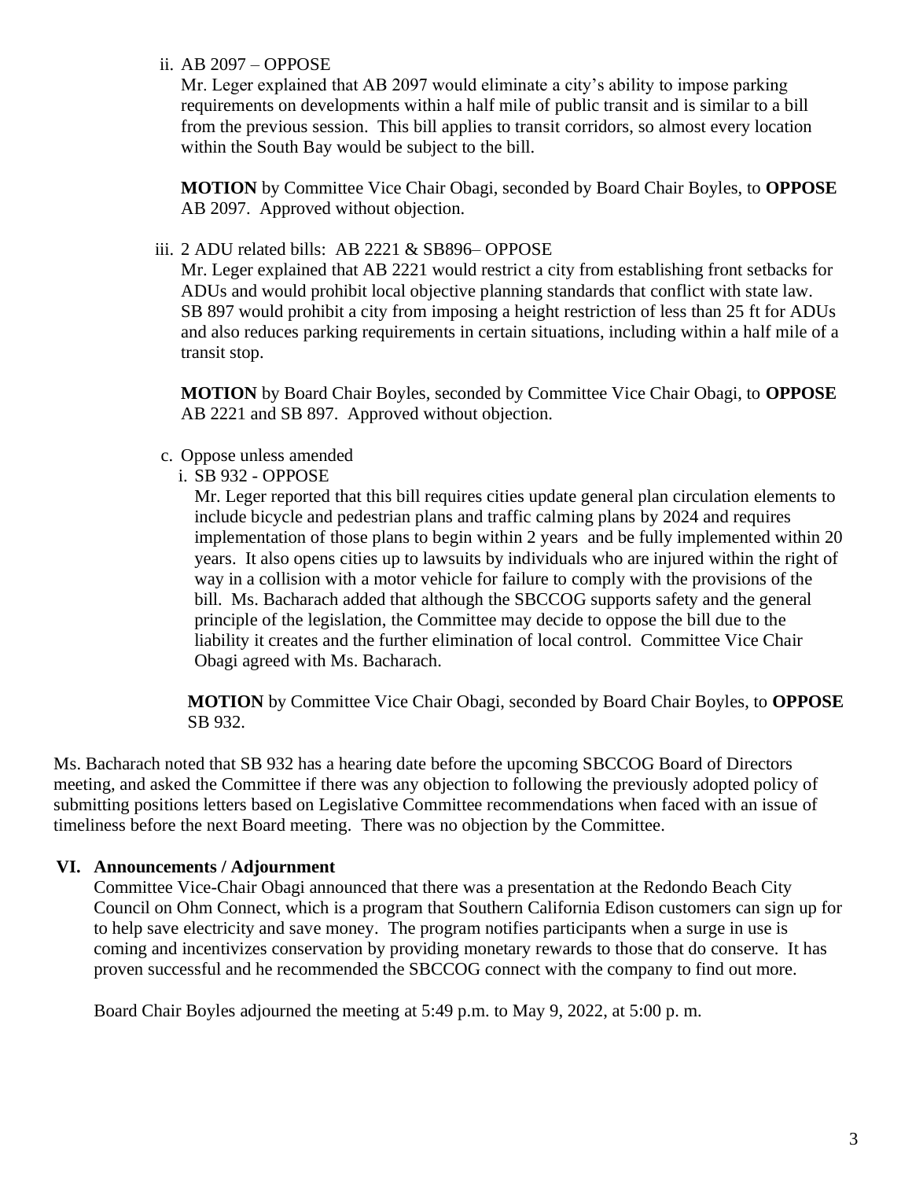ii. AB 2097 – OPPOSE

Mr. Leger explained that AB 2097 would eliminate a city's ability to impose parking requirements on developments within a half mile of public transit and is similar to a bill from the previous session. This bill applies to transit corridors, so almost every location within the South Bay would be subject to the bill.

**MOTION** by Committee Vice Chair Obagi, seconded by Board Chair Boyles, to **OPPOSE** AB 2097. Approved without objection.

iii. 2 ADU related bills: AB 2221 & SB896– OPPOSE

Mr. Leger explained that AB 2221 would restrict a city from establishing front setbacks for ADUs and would prohibit local objective planning standards that conflict with state law. SB 897 would prohibit a city from imposing a height restriction of less than 25 ft for ADUs and also reduces parking requirements in certain situations, including within a half mile of a transit stop.

**MOTION** by Board Chair Boyles, seconded by Committee Vice Chair Obagi, to **OPPOSE** AB 2221 and SB 897. Approved without objection.

c. Oppose unless amended

i. SB 932 - OPPOSE

Mr. Leger reported that this bill requires cities update general plan circulation elements to include bicycle and pedestrian plans and traffic calming plans by 2024 and requires implementation of those plans to begin within 2 years and be fully implemented within 20 years. It also opens cities up to lawsuits by individuals who are injured within the right of way in a collision with a motor vehicle for failure to comply with the provisions of the bill. Ms. Bacharach added that although the SBCCOG supports safety and the general principle of the legislation, the Committee may decide to oppose the bill due to the liability it creates and the further elimination of local control. Committee Vice Chair Obagi agreed with Ms. Bacharach.

**MOTION** by Committee Vice Chair Obagi, seconded by Board Chair Boyles, to **OPPOSE** SB 932.

Ms. Bacharach noted that SB 932 has a hearing date before the upcoming SBCCOG Board of Directors meeting, and asked the Committee if there was any objection to following the previously adopted policy of submitting positions letters based on Legislative Committee recommendations when faced with an issue of timeliness before the next Board meeting. There was no objection by the Committee.

## VI. Announcements / Adjournment

Committee Vice-Chair Obagi announced that there was a presentation at the Redondo Beach City Council on Ohm Connect, which is a program that Southern California Edison customers can sign up for to help save electricity and save money. The program notifies participants when a surge in use is coming and incentivizes conservation by providing monetary rewards to those that do conserve. It has proven successful and he recommended the SBCCOG connect with the company to find out more.

Board Chair Boyles adjourned the meeting at 5:49 p.m. to May 9, 2022, at 5:00 p. m.